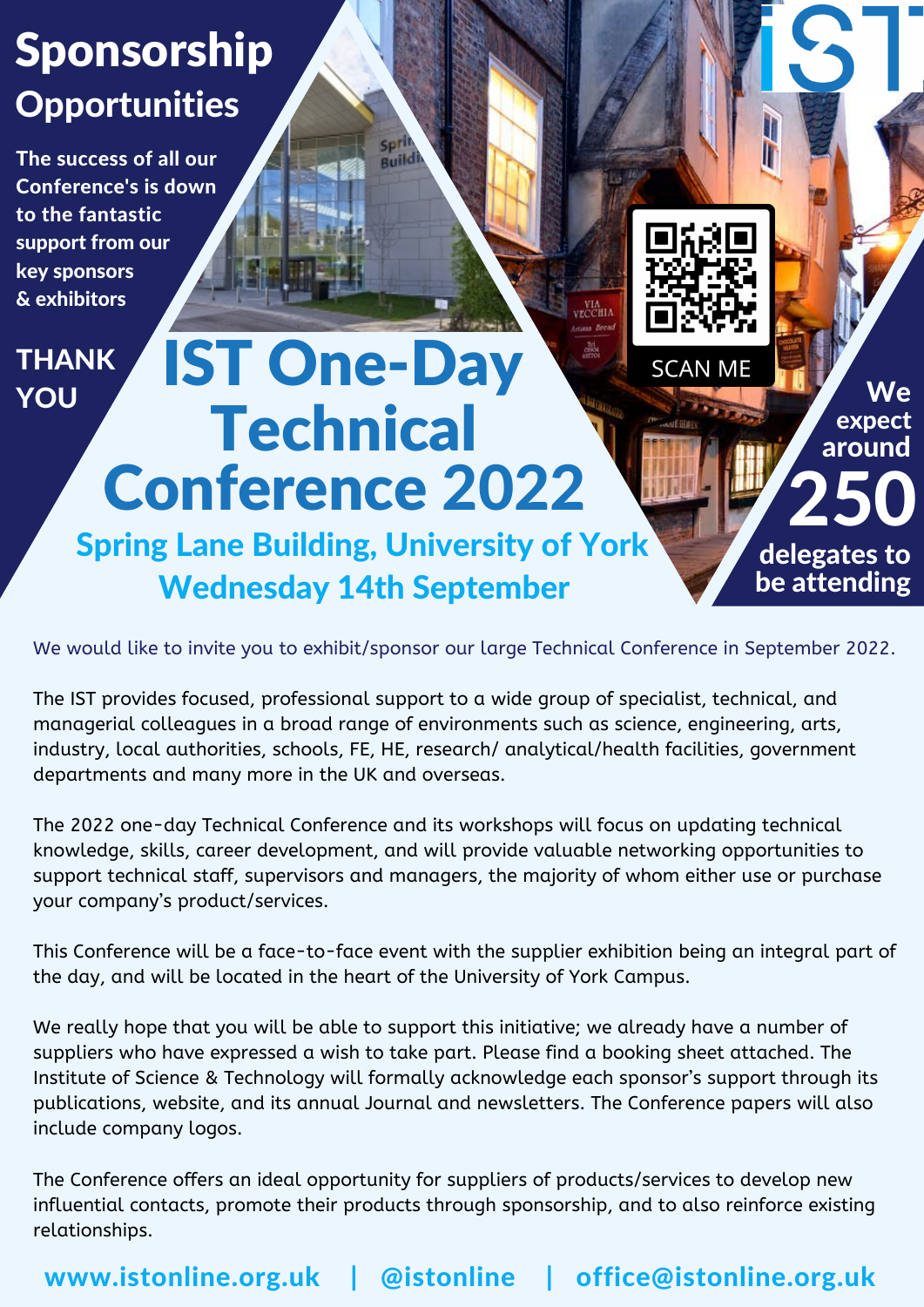# Sponsorship Opportunities

**The success of all our Conference's is down to the fantastic support from our key sponsors & exhibitors**

**THANK YOU**

# IST One-Day Technical Conference 2022

## Spring Lane Building, University of York
## Wednesday 14th September

SCAN ME

**We expect around 250 delegates to be attending**

We would like to invite you to exhibit/sponsor our large Technical Conference in September 2022.

The IST provides focused, professional support to a wide group of specialist, technical, and managerial colleagues in a broad range of environments such as science, engineering, arts, industry, local authorities, schools, FE, HE, research/ analytical/health facilities, government departments and many more in the UK and overseas.

The 2022 one-day Technical Conference and its workshops will focus on updating technical knowledge, skills, career development, and will provide valuable networking opportunities to support technical staff, supervisors and managers, the majority of whom either use or purchase your company's product/services.

This Conference will be a face-to-face event with the supplier exhibition being an integral part of the day, and will be located in the heart of the University of York Campus.

We really hope that you will be able to support this initiative; we already have a number of suppliers who have expressed a wish to take part. Please find a booking sheet attached. The Institute of Science & Technology will formally acknowledge each sponsor's support through its publications, website, and its annual Journal and newsletters. The Conference papers will also include company logos.

The Conference offers an ideal opportunity for suppliers of products/services to develop new influential contacts, promote their products through sponsorship, and to also reinforce existing relationships.

**www.istonline.org.uk | @istonline | office@istonline.org.uk**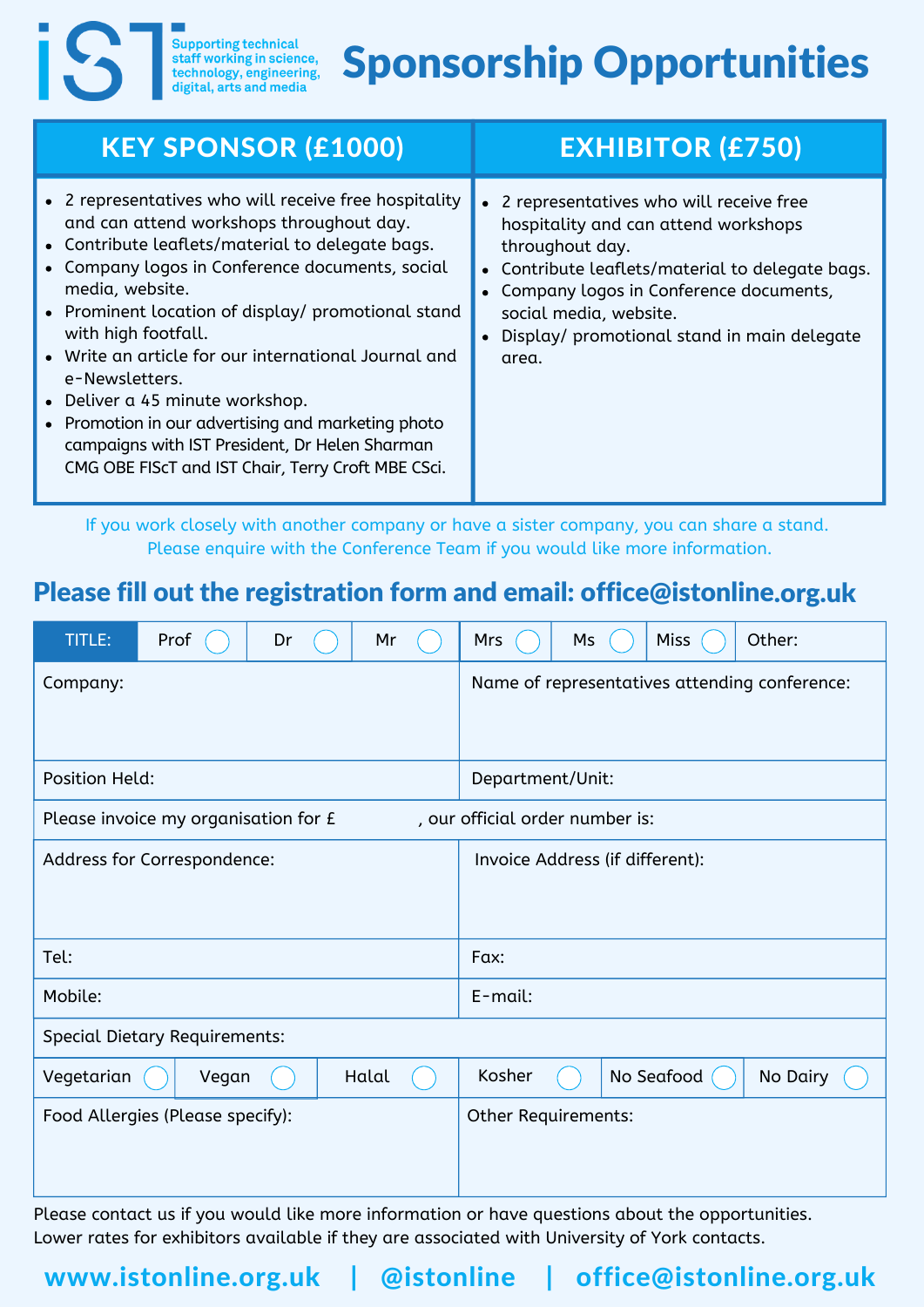iST

Supporting technical staff working in science, technology, engineering, digital, arts and media

# Sponsorship Opportunities

| KEY SPONSOR (£1000) | EXHIBITOR (£750) |
| --- | --- |
| • 2 representatives who will receive free hospitality and can attend workshops throughout day.<br>• Contribute leaflets/material to delegate bags.<br>• Company logos in Conference documents, social media, website.<br>• Prominent location of display/ promotional stand with high footfall.<br>• Write an article for our international Journal and e-Newsletters.<br>• Deliver a 45 minute workshop.<br>• Promotion in our advertising and marketing photo campaigns with IST President, Dr Helen Sharman CMG OBE FIScT and IST Chair, Terry Croft MBE CSci. | • 2 representatives who will receive free hospitality and can attend workshops throughout day.<br>• Contribute leaflets/material to delegate bags.<br>• Company logos in Conference documents, social media, website.<br>• Display/ promotional stand in main delegate area. |

If you work closely with another company or have a sister company, you can share a stand.
Please enquire with the Conference Team if you would like more information.

## Please fill out the registration form and email: office@istonline.org.uk

| | | | | | | | |
| --- | --- | --- | --- | --- | --- | --- | --- |
| TITLE: | Prof ◯ | Dr ◯ | Mr ◯ | Mrs ◯ | Ms ◯ | Miss ◯ | Other: |

| | |
| --- | --- |
| Company: | Name of representatives attending conference: |
| Position Held: | Department/Unit: |
| Please invoice my organisation for £ , our official order number is: | |
| Address for Correspondence: | Invoice Address (if different): |
| Tel: | Fax: |
| Mobile: | E-mail: |
| Special Dietary Requirements: | |

| | | | | | |
| --- | --- | --- | --- | --- | --- |
| Vegetarian ◯ | Vegan ◯ | Halal ◯ | Kosher ◯ | No Seafood ◯ | No Dairy ◯ |

| | |
| --- | --- |
| Food Allergies (Please specify): | Other Requirements: |

Please contact us if you would like more information or have questions about the opportunities.
Lower rates for exhibitors available if they are associated with University of York contacts.

**www.istonline.org.uk | @istonline | office@istonline.org.uk**